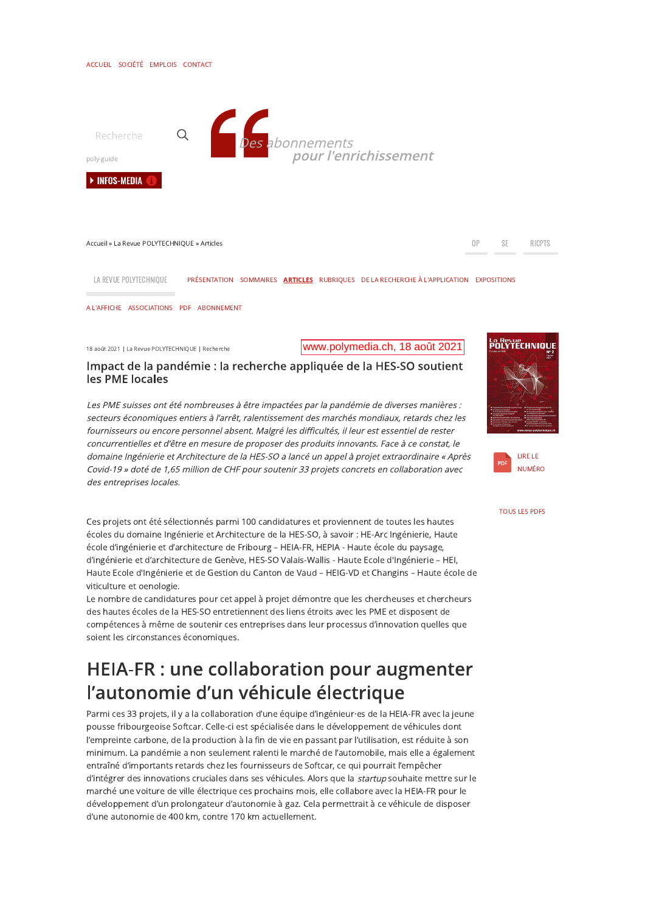ACCUEIL SOCIÉTÉ EMPLOIS CONTACT

Des abonnements pour l'enrichissement

Accueil » La Revue POLYTECHNIQUE » Articles

18 août 2021 | La Revue POLYTECHNIQUE | Recherche

www.polymedia.ch, 18 août 2021

# Impact de la pandémie : la recherche appliquée de la HES-SO soutient les PME locales

*Les PME suisses ont été nombreuses à être impactées par la pandémie de diverses manières : secteurs économiques entiers à l'arrêt, ralentissement des marchés mondiaux, retards chez les fournisseurs ou encore personnel absent. Malgré les difficultés, il leur est essentiel de rester concurrentielles et d'être en mesure de proposer des produits innovants. Face à ce constat, le domaine Ingénierie et Architecture de la HES-SO a lancé un appel à projet extraordinaire « Après Covid-19 » doté de 1,65 million de CHF pour soutenir 33 projets concrets en collaboration avec des entreprises locales.*

Ces projets ont été sélectionnés parmi 100 candidatures et proviennent de toutes les hautes écoles du domaine Ingénierie et Architecture de la HES-SO, à savoir : HE-Arc Ingénierie, Haute école d'ingénierie et d'architecture de Fribourg – HEIA-FR, HEPIA - Haute école du paysage, d'ingénierie et d'architecture de Genève, HES-SO Valais-Wallis - Haute Ecole d'Ingénierie – HEI, Haute Ecole d'Ingénierie et de Gestion du Canton de Vaud – HEIG-VD et Changins – Haute école de viticulture et oenologie.

Le nombre de candidatures pour cet appel à projet démontre que les chercheuses et chercheurs des hautes écoles de la HES-SO entretiennent des liens étroits avec les PME et disposent de compétences à même de soutenir ces entreprises dans leur processus d'innovation quelles que soient les circonstances économiques.

## HEIA-FR : une collaboration pour augmenter l'autonomie d'un véhicule électrique

Parmi ces 33 projets, il y a la collaboration d'une équipe d'ingénieur·es de la HEIA-FR avec la jeune pousse fribourgeoise Softcar. Celle-ci est spécialisée dans le développement de véhicules dont l'empreinte carbone, de la production à la fin de vie en passant par l'utilisation, est réduite à son minimum. La pandémie a non seulement ralenti le marché de l'automobile, mais elle a également entraîné d'importants retards chez les fournisseurs de Softcar, ce qui pourrait l'empêcher d'intégrer des innovations cruciales dans ses véhicules. Alors que la *startup* souhaite mettre sur le marché une voiture de ville électrique ces prochains mois, elle collabore avec la HEIA-FR pour le développement d'un prolongateur d'autonomie à gaz. Cela permettrait à ce véhicule de disposer d'une autonomie de 400 km, contre 170 km actuellement.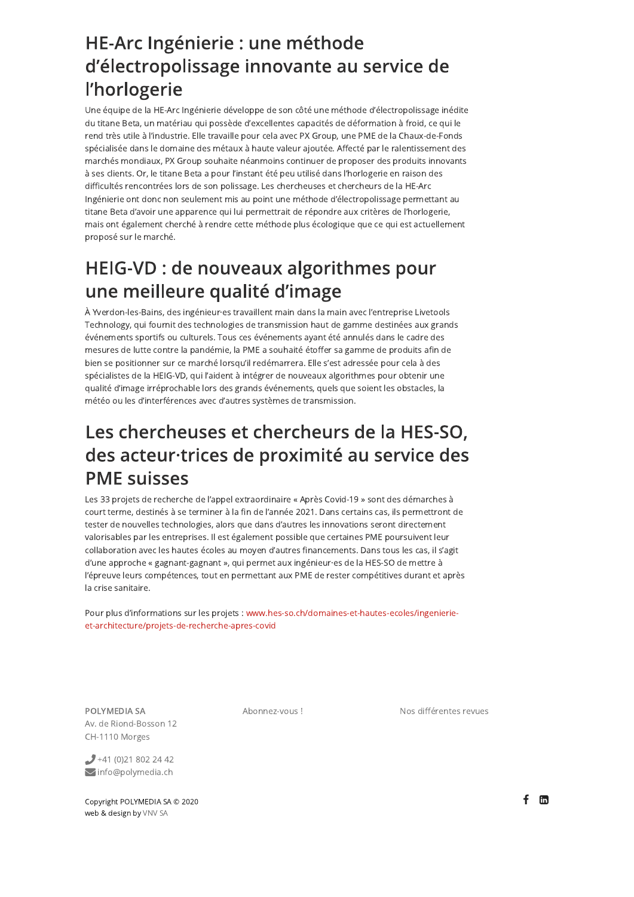## HE-Arc Ingénierie : une méthode d'électropolissage innovante au service de l'horlogerie

Une équipe de la HE-Arc Ingénierie développe de son côté une méthode d'électropolissage inédite du titane Beta, un matériau qui possède d'excellentes capacités de déformation à froid, ce qui le rend très utile à l'industrie. Elle travaille pour cela avec PX Group, une PME de la Chaux-de-Fonds spécialisée dans le domaine des métaux à haute valeur ajoutée. Affecté par le ralentissement des marchés mondiaux, PX Group souhaite néanmoins continuer de proposer des produits innovants à ses clients. Or, le titane Beta a pour l'instant été peu utilisé dans l'horlogerie en raison des difficultés rencontrées lors de son polissage. Les chercheuses et chercheurs de la HE-Arc Ingénierie ont donc non seulement mis au point une méthode d'électropolissage permettant au titane Beta d'avoir une apparence qui lui permettrait de répondre aux critères de l'horlogerie, mais ont également cherché à rendre cette méthode plus écologique que ce qui est actuellement proposé sur le marché.

## HEIG-VD : de nouveaux algorithmes pour une meilleure qualité d'image

À Yverdon-les-Bains, des ingénieur·es travaillent main dans la main avec l'entreprise Livetools Technology, qui fournit des technologies de transmission haut de gamme destinées aux grands événements sportifs ou culturels. Tous ces événements ayant été annulés dans le cadre des mesures de lutte contre la pandémie, la PME a souhaité étoffer sa gamme de produits afin de bien se positionner sur ce marché lorsqu'il redémarrera. Elle s'est adressée pour cela à des spécialistes de la HEIG-VD, qui l'aident à intégrer de nouveaux algorithmes pour obtenir une qualité d'image irréprochable lors des grands événements, quels que soient les obstacles, la météo ou les d'interférences avec d'autres systèmes de transmission.

## Les chercheuses et chercheurs de la HES-SO, des acteur·trices de proximité au service des PME suisses

Les 33 projets de recherche de l'appel extraordinaire « Après Covid-19 » sont des démarches à court terme, destinés à se terminer à la fin de l'année 2021. Dans certains cas, ils permettront de tester de nouvelles technologies, alors que dans d'autres les innovations seront directement valorisables par les entreprises. Il est également possible que certaines PME poursuivent leur collaboration avec les hautes écoles au moyen d'autres financements. Dans tous les cas, il s'agit d'une approche « gagnant-gagnant », qui permet aux ingénieur·es de la HES-SO de mettre à l'épreuve leurs compétences, tout en permettant aux PME de rester compétitives durant et après la crise sanitaire.

Pour plus d'informations sur les projets : www.hes-so.ch/domaines-et-hautes-ecoles/ingenierie-et-architecture/projets-de-recherche-apres-covid

**POLYMEDIA SA**
Av. de Riond-Bosson 12
CH-1110 Morges

+41 (0)21 802 24 42
info@polymedia.ch

Abonnez-vous !

Nos différentes revues

Copyright POLYMEDIA SA © 2020
web & design by VNV SA